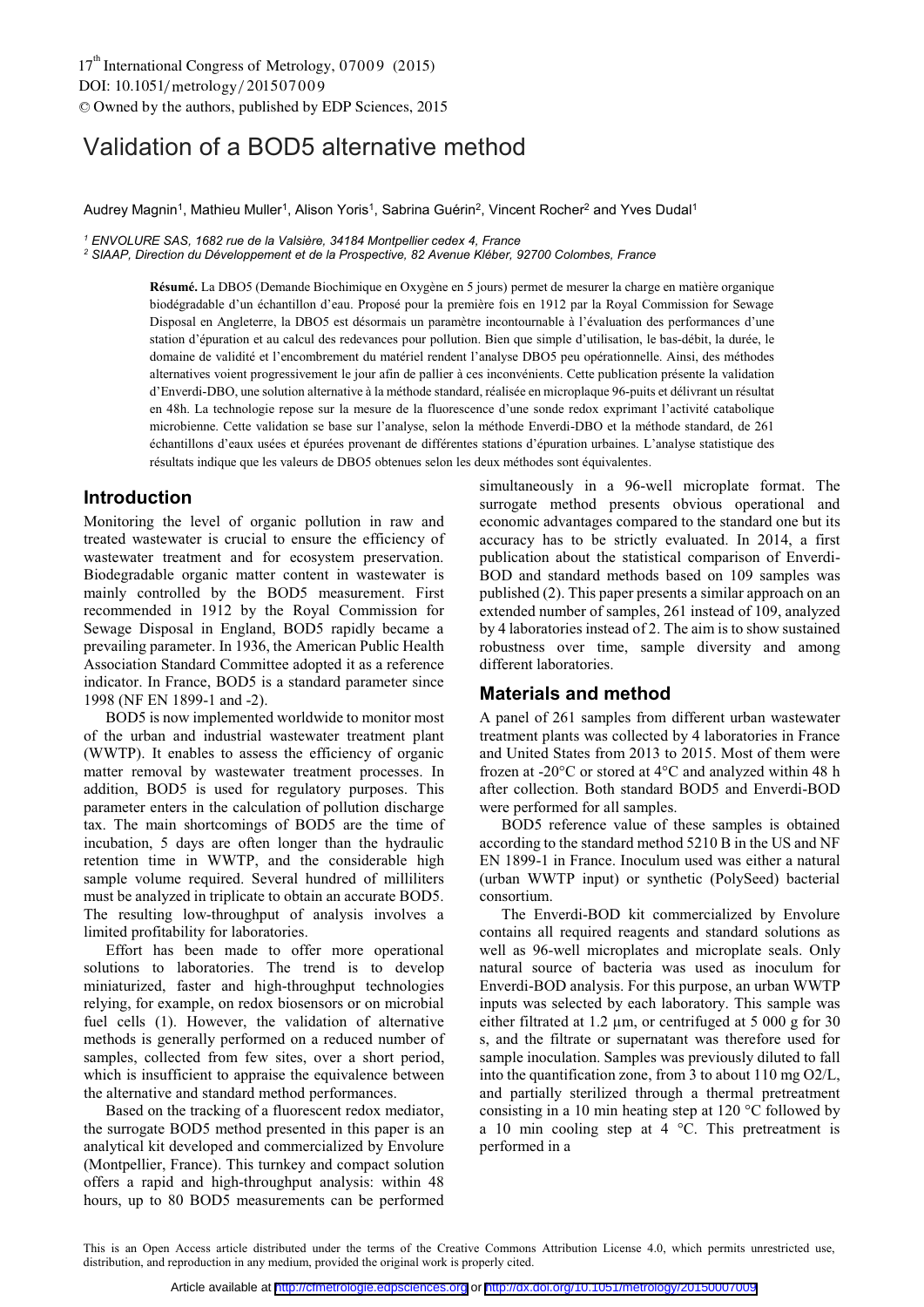# Validation of a BOD5 alternative method

Audrey Magnin[1], Mathieu Muller[1], Alison Yoris[1], Sabrina Guérin[2], Vincent Rocher[2] and Yves Dudal[1]

*[1] ENVOLURE SAS, 1682 rue de la Valsière, 34184 Montpellier cedex 4, France*
*[2] SIAAP, Direction du Développement et de la Prospective, 82 Avenue Kléber, 92700 Colombes, France*

**Résumé.** La DBO5 (Demande Biochimique en Oxygène en 5 jours) permet de mesurer la charge en matière organique biodégradable d'un échantillon d'eau. Proposé pour la première fois en 1912 par la Royal Commission for Sewage Disposal en Angleterre, la DBO5 est désormais un paramètre incontournable à l'évaluation des performances d'une station d'épuration et au calcul des redevances pour pollution. Bien que simple d'utilisation, le bas-débit, la durée, le domaine de validité et l'encombrement du matériel rendent l'analyse DBO5 peu opérationnelle. Ainsi, des méthodes alternatives voient progressivement le jour afin de pallier à ces inconvénients. Cette publication présente la validation d'Enverdi-DBO, une solution alternative à la méthode standard, réalisée en microplaque 96-puits et délivrant un résultat en 48h. La technologie repose sur la mesure de la fluorescence d'une sonde redox exprimant l'activité catabolique microbienne. Cette validation se base sur l'analyse, selon la méthode Enverdi-DBO et la méthode standard, de 261 échantillons d'eaux usées et épurées provenant de différentes stations d'épuration urbaines. L'analyse statistique des résultats indique que les valeurs de DBO5 obtenues selon les deux méthodes sont équivalentes.

## Introduction

Monitoring the level of organic pollution in raw and treated wastewater is crucial to ensure the efficiency of wastewater treatment and for ecosystem preservation. Biodegradable organic matter content in wastewater is mainly controlled by the BOD5 measurement. First recommended in 1912 by the Royal Commission for Sewage Disposal in England, BOD5 rapidly became a prevailing parameter. In 1936, the American Public Health Association Standard Committee adopted it as a reference indicator. In France, BOD5 is a standard parameter since 1998 (NF EN 1899-1 and -2).

BOD5 is now implemented worldwide to monitor most of the urban and industrial wastewater treatment plant (WWTP). It enables to assess the efficiency of organic matter removal by wastewater treatment processes. In addition, BOD5 is used for regulatory purposes. This parameter enters in the calculation of pollution discharge tax. The main shortcomings of BOD5 are the time of incubation, 5 days are often longer than the hydraulic retention time in WWTP, and the considerable high sample volume required. Several hundred of milliliters must be analyzed in triplicate to obtain an accurate BOD5. The resulting low-throughput of analysis involves a limited profitability for laboratories.

Effort has been made to offer more operational solutions to laboratories. The trend is to develop miniaturized, faster and high-throughput technologies relying, for example, on redox biosensors or on microbial fuel cells (1). However, the validation of alternative methods is generally performed on a reduced number of samples, collected from few sites, over a short period, which is insufficient to appraise the equivalence between the alternative and standard method performances.

Based on the tracking of a fluorescent redox mediator, the surrogate BOD5 method presented in this paper is an analytical kit developed and commercialized by Envolure (Montpellier, France). This turnkey and compact solution offers a rapid and high-throughput analysis: within 48 hours, up to 80 BOD5 measurements can be performed simultaneously in a 96-well microplate format. The surrogate method presents obvious operational and economic advantages compared to the standard one but its accuracy has to be strictly evaluated. In 2014, a first publication about the statistical comparison of Enverdi-BOD and standard methods based on 109 samples was published (2). This paper presents a similar approach on an extended number of samples, 261 instead of 109, analyzed by 4 laboratories instead of 2. The aim is to show sustained robustness over time, sample diversity and among different laboratories.

## Materials and method

A panel of 261 samples from different urban wastewater treatment plants was collected by 4 laboratories in France and United States from 2013 to 2015. Most of them were frozen at -20°C or stored at 4°C and analyzed within 48 h after collection. Both standard BOD5 and Enverdi-BOD were performed for all samples.

BOD5 reference value of these samples is obtained according to the standard method 5210 B in the US and NF EN 1899-1 in France. Inoculum used was either a natural (urban WWTP input) or synthetic (PolySeed) bacterial consortium.

The Enverdi-BOD kit commercialized by Envolure contains all required reagents and standard solutions as well as 96-well microplates and microplate seals. Only natural source of bacteria was used as inoculum for Enverdi-BOD analysis. For this purpose, an urban WWTP inputs was selected by each laboratory. This sample was either filtrated at 1.2 µm, or centrifuged at 5 000 g for 30 s, and the filtrate or supernatant was therefore used for sample inoculation. Samples was previously diluted to fall into the quantification zone, from 3 to about 110 mg O2/L, and partially sterilized through a thermal pretreatment consisting in a 10 min heating step at 120 °C followed by a 10 min cooling step at 4 °C. This pretreatment is performed in a

This is an Open Access article distributed under the terms of the Creative Commons Attribution License 4.0, which permits unrestricted use, distribution, and reproduction in any medium, provided the original work is properly cited.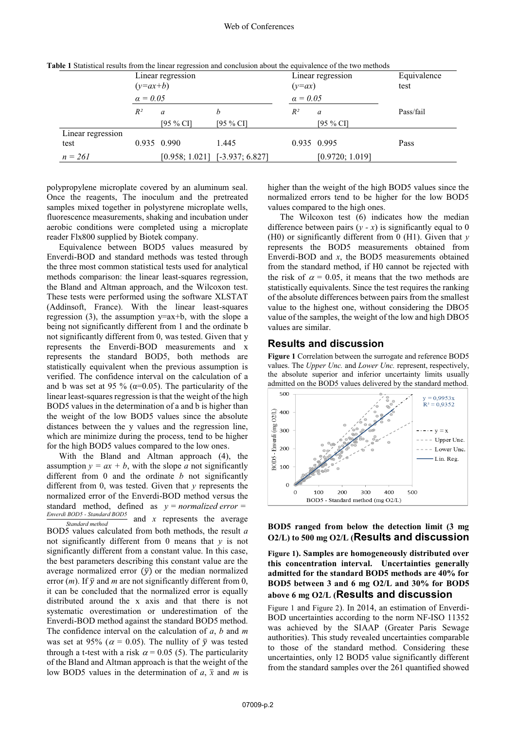**Table 1** Statistical results from the linear regression and conclusion about the equivalence of the two methods

| | Linear regression ($y=ax+b$) $\alpha = 0.05$ | | | Linear regression ($y=ax$) $\alpha = 0.05$ | | Equivalence test |
|---|---|---|---|---|---|---|
| | $R^2$ | *a* [95 % CI] | *b* [95 % CI] | $R^2$ | *a* [95 % CI] | Pass/fail |
| Linear regression test *n = 261* | 0.935 | 0.990 [0.958; 1.021] | 1.445 [-3.937; 6.827] | 0.935 | 0.995 [0.9720; 1.019] | Pass |

polypropylene microplate covered by an aluminum seal. Once the reagents, The inoculum and the pretreated samples mixed together in polystyrene microplate wells, fluorescence measurements, shaking and incubation under aerobic conditions were completed using a microplate reader Flx800 supplied by Biotek company.

Equivalence between BOD5 values measured by Enverdi-BOD and standard methods was tested through the three most common statistical tests used for analytical methods comparison: the linear least-squares regression, the Bland and Altman approach, and the Wilcoxon test. These tests were performed using the software XLSTAT (Addinsoft, France). With the linear least-squares regression (3), the assumption y=ax+b, with the slope a being not significantly different from 1 and the ordinate b not significantly different from 0, was tested. Given that y represents the Enverdi-BOD measurements and x represents the standard BOD5, both methods are statistically equivalent when the previous assumption is verified. The confidence interval on the calculation of a and b was set at 95 % ($\alpha$=0.05). The particularity of the linear least-squares regression is that the weight of the high BOD5 values in the determination of a and b is higher than the weight of the low BOD5 values since the absolute distances between the y values and the regression line, which are minimize during the process, tend to be higher for the high BOD5 values compared to the low ones.

With the Bland and Altman approach (4), the assumption $y = ax + b$, with the slope *a* not significantly different from 0 and the ordinate *b* not significantly different from 0, was tested. Given that *y* represents the normalized error of the Enverdi-BOD method versus the standard method, defined as $y = normalized\ error = \frac{Enverdi\ BOD5 - Standard\ BOD5}{Standard\ method}$ and *x* represents the average BOD5 values calculated from both methods, the result *a* not significantly different from 0 means that *y* is not significantly different from a constant value. In this case, the best parameters describing this constant value are the average normalized error ($\bar{y}$) or the median normalized error (*m*). If $\bar{y}$ and *m* are not significantly different from 0, it can be concluded that the normalized error is equally distributed around the x axis and that there is not systematic overestimation or underestimation of the Enverdi-BOD method against the standard BOD5 method. The confidence interval on the calculation of *a*, *b* and *m* was set at 95% ($\alpha = 0.05$). The nullity of $\bar{y}$ was tested through a t-test with a risk $\alpha = 0.05$ (5). The particularity of the Bland and Altman approach is that the weight of the low BOD5 values in the determination of *a*, $\bar{x}$ and *m* is higher than the weight of the high BOD5 values since the normalized errors tend to be higher for the low BOD5 values compared to the high ones.

The Wilcoxon test (6) indicates how the median difference between pairs (*y* - *x*) is significantly equal to 0 (H0) or significantly different from 0 (H1). Given that *y* represents the BOD5 measurements obtained from Enverdi-BOD and *x*, the BOD5 measurements obtained from the standard method, if H0 cannot be rejected with the risk of $\alpha = 0.05$, it means that the two methods are statistically equivalents. Since the test requires the ranking of the absolute differences between pairs from the smallest value to the highest one, without considering the DBO5 value of the samples, the weight of the low and high DBO5 values are similar.

## Results and discussion

**Figure 1** Correlation between the surrogate and reference BOD5 values. The *Upper Unc.* and *Lower Unc.* represent, respectively, the absolute superior and inferior uncertainty limits usually admitted on the BOD5 values delivered by the standard method.

**BOD5 ranged from below the detection limit (3 mg O2/L) to 500 mg O2/L (Results and discussion**

**Figure 1). Samples are homogeneously distributed over this concentration interval. Uncertainties generally admitted for the standard BOD5 methods are 40% for BOD5 between 3 and 6 mg O2/L and 30% for BOD5 above 6 mg O2/L (Results and discussion**

Figure 1 and Figure 2). In 2014, an estimation of Enverdi-BOD uncertainties according to the norm NF-ISO 11352 was achieved by the SIAAP (Greater Paris Sewage authorities). This study revealed uncertainties comparable to those of the standard method. Considering these uncertainties, only 12 BOD5 value significantly different from the standard samples over the 261 quantified showed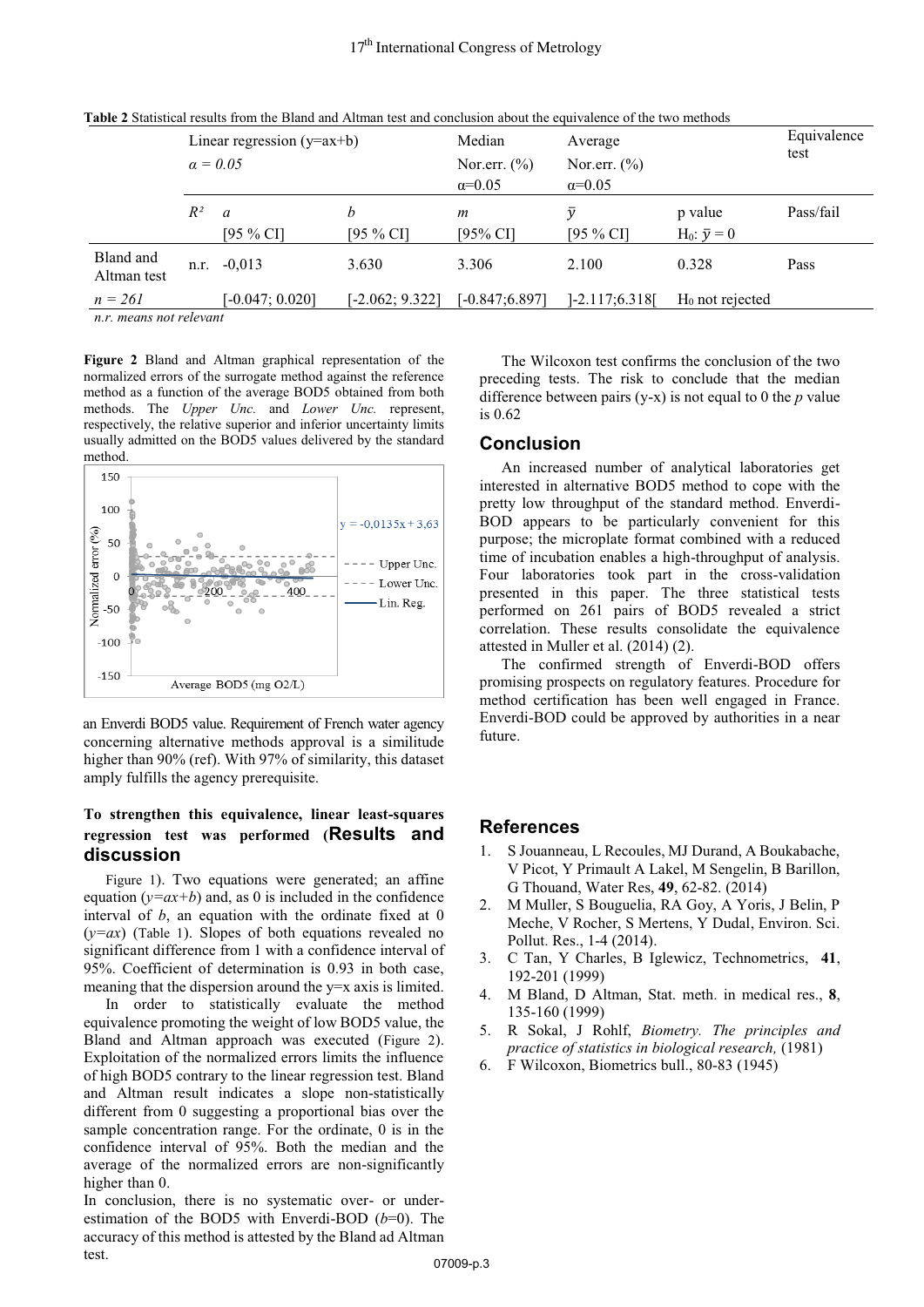**Table 2** Statistical results from the Bland and Altman test and conclusion about the equivalence of the two methods

| | Linear regression (y=ax+b) $\alpha = 0.05$ | | | Median Nor.err. (%) $\alpha$=0.05 | Average Nor.err. (%) $\alpha$=0.05 | | Equivalence test |
|---|---|---|---|---|---|---|---|
| | $R^2$ | $a$ [95 % CI] | $b$ [95 % CI] | $m$ [95% CI] | $\bar{y}$ [95 % CI] | p value $H_0$: $\bar{y} = 0$ | Pass/fail |
| Bland and Altman test $n = 261$ | n.r. | -0,013 [-0.047; 0.020] | 3.630 [-2.062; 9.322] | 3.306 [-0.847;6.897] | 2.100 ]-2.117;6.318[ | 0.328 $H_0$ not rejected | Pass |

*n.r. means not relevant*

**Figure 2** Bland and Altman graphical representation of the normalized errors of the surrogate method against the reference method as a function of the average BOD5 obtained from both methods. The *Upper Unc.* and *Lower Unc.* represent, respectively, the relative superior and inferior uncertainty limits usually admitted on the BOD5 values delivered by the standard method.

150
100
50
0
-50
-100
-150
Normalized error (%)
0
200
400
Average BOD5 (mg O2/L)
y = -0,0135x + 3,63
Upper Unc.
Lower Unc.
Lin. Reg.

an Enverdi BOD5 value. Requirement of French water agency concerning alternative methods approval is a similitude higher than 90% (ref). With 97% of similarity, this dataset amply fulfills the agency prerequisite.

**To strengthen this equivalence, linear least-squares regression test was performed (Results and discussion**

Figure 1). Two equations were generated; an affine equation ($y=ax+b$) and, as 0 is included in the confidence interval of $b$, an equation with the ordinate fixed at 0 ($y=ax$) (Table 1). Slopes of both equations revealed no significant difference from 1 with a confidence interval of 95%. Coefficient of determination is 0.93 in both case, meaning that the dispersion around the y=x axis is limited.

In order to statistically evaluate the method equivalence promoting the weight of low BOD5 value, the Bland and Altman approach was executed (Figure 2). Exploitation of the normalized errors limits the influence of high BOD5 contrary to the linear regression test. Bland and Altman result indicates a slope non-statistically different from 0 suggesting a proportional bias over the sample concentration range. For the ordinate, 0 is in the confidence interval of 95%. Both the median and the average of the normalized errors are non-significantly higher than 0.

In conclusion, there is no systematic over- or under-estimation of the BOD5 with Enverdi-BOD ($b$=0). The accuracy of this method is attested by the Bland ad Altman test.

The Wilcoxon test confirms the conclusion of the two preceding tests. The risk to conclude that the median difference between pairs (y-x) is not equal to 0 the *p* value is 0.62

## Conclusion

An increased number of analytical laboratories get interested in alternative BOD5 method to cope with the pretty low throughput of the standard method. Enverdi-BOD appears to be particularly convenient for this purpose; the microplate format combined with a reduced time of incubation enables a high-throughput of analysis. Four laboratories took part in the cross-validation presented in this paper. The three statistical tests performed on 261 pairs of BOD5 revealed a strict correlation. These results consolidate the equivalence attested in Muller et al. (2014) (2).

The confirmed strength of Enverdi-BOD offers promising prospects on regulatory features. Procedure for method certification has been well engaged in France. Enverdi-BOD could be approved by authorities in a near future.

## References

1. S Jouanneau, L Recoules, MJ Durand, A Boukabache, V Picot, Y Primault A Lakel, M Sengelin, B Barillon, G Thouand, Water Res, **49**, 62-82. (2014)
2. M Muller, S Bouguelia, RA Goy, A Yoris, J Belin, P Meche, V Rocher, S Mertens, Y Dudal, Environ. Sci. Pollut. Res., 1-4 (2014).
3. C Tan, Y Charles, B Iglewicz, Technometrics, **41**, 192-201 (1999)
4. M Bland, D Altman, Stat. meth. in medical res., **8**, 135-160 (1999)
5. R Sokal, J Rohlf, *Biometry. The principles and practice of statistics in biological research,* (1981)
6. F Wilcoxon, Biometrics bull., 80-83 (1945)